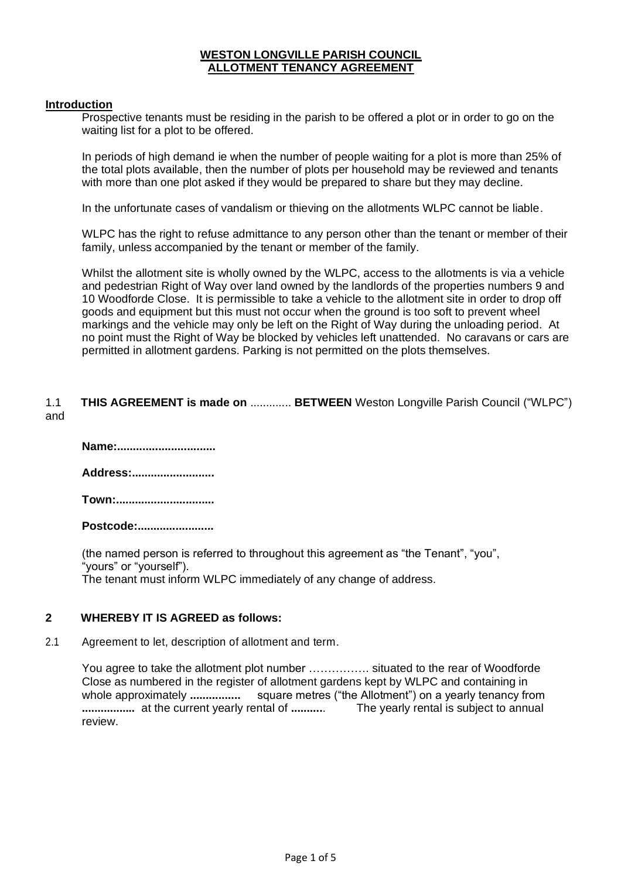**WESTON LONGVILLE PARISH COUNCIL**
**ALLOTMENT TENANCY AGREEMENT**

## Introduction

Prospective tenants must be residing in the parish to be offered a plot or in order to go on the waiting list for a plot to be offered.

In periods of high demand ie when the number of people waiting for a plot is more than 25% of the total plots available, then the number of plots per household may be reviewed and tenants with more than one plot asked if they would be prepared to share but they may decline.

In the unfortunate cases of vandalism or thieving on the allotments WLPC cannot be liable.

WLPC has the right to refuse admittance to any person other than the tenant or member of their family, unless accompanied by the tenant or member of the family.

Whilst the allotment site is wholly owned by the WLPC, access to the allotments is via a vehicle and pedestrian Right of Way over land owned by the landlords of the properties numbers 9 and 10 Woodforde Close. It is permissible to take a vehicle to the allotment site in order to drop off goods and equipment but this must not occur when the ground is too soft to prevent wheel markings and the vehicle may only be left on the Right of Way during the unloading period. At no point must the Right of Way be blocked by vehicles left unattended. No caravans or cars are permitted in allotment gardens. Parking is not permitted on the plots themselves.

1.1 **THIS AGREEMENT is made on** ............. **BETWEEN** Weston Longville Parish Council ("WLPC") and

**Name:...............................**

**Address:..........................**

**Town:..............................**

**Postcode:........................**

(the named person is referred to throughout this agreement as "the Tenant", "you", "yours" or "yourself").
The tenant must inform WLPC immediately of any change of address.

**2 WHEREBY IT IS AGREED as follows:**

2.1 Agreement to let, description of allotment and term.

You agree to take the allotment plot number ……………. situated to the rear of Woodforde Close as numbered in the register of allotment gardens kept by WLPC and containing in whole approximately **................** square metres ("the Allotment") on a yearly tenancy from **.................** at the current yearly rental of **..........**. The yearly rental is subject to annual review.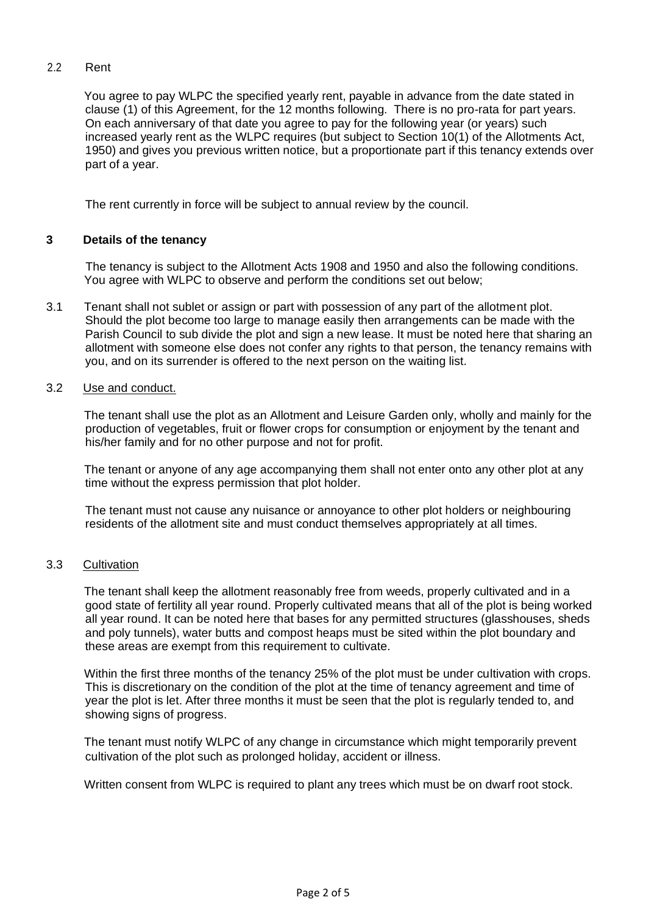2.2 Rent

You agree to pay WLPC the specified yearly rent, payable in advance from the date stated in clause (1) of this Agreement, for the 12 months following. There is no pro-rata for part years. On each anniversary of that date you agree to pay for the following year (or years) such increased yearly rent as the WLPC requires (but subject to Section 10(1) of the Allotments Act, 1950) and gives you previous written notice, but a proportionate part if this tenancy extends over part of a year.

The rent currently in force will be subject to annual review by the council.

## 3 Details of the tenancy

The tenancy is subject to the Allotment Acts 1908 and 1950 and also the following conditions. You agree with WLPC to observe and perform the conditions set out below;

3.1 Tenant shall not sublet or assign or part with possession of any part of the allotment plot. Should the plot become too large to manage easily then arrangements can be made with the Parish Council to sub divide the plot and sign a new lease. It must be noted here that sharing an allotment with someone else does not confer any rights to that person, the tenancy remains with you, and on its surrender is offered to the next person on the waiting list.

3.2 Use and conduct.

The tenant shall use the plot as an Allotment and Leisure Garden only, wholly and mainly for the production of vegetables, fruit or flower crops for consumption or enjoyment by the tenant and his/her family and for no other purpose and not for profit.

The tenant or anyone of any age accompanying them shall not enter onto any other plot at any time without the express permission that plot holder.

The tenant must not cause any nuisance or annoyance to other plot holders or neighbouring residents of the allotment site and must conduct themselves appropriately at all times.

3.3 Cultivation

The tenant shall keep the allotment reasonably free from weeds, properly cultivated and in a good state of fertility all year round. Properly cultivated means that all of the plot is being worked all year round. It can be noted here that bases for any permitted structures (glasshouses, sheds and poly tunnels), water butts and compost heaps must be sited within the plot boundary and these areas are exempt from this requirement to cultivate.

Within the first three months of the tenancy 25% of the plot must be under cultivation with crops. This is discretionary on the condition of the plot at the time of tenancy agreement and time of year the plot is let. After three months it must be seen that the plot is regularly tended to, and showing signs of progress.

The tenant must notify WLPC of any change in circumstance which might temporarily prevent cultivation of the plot such as prolonged holiday, accident or illness.

Written consent from WLPC is required to plant any trees which must be on dwarf root stock.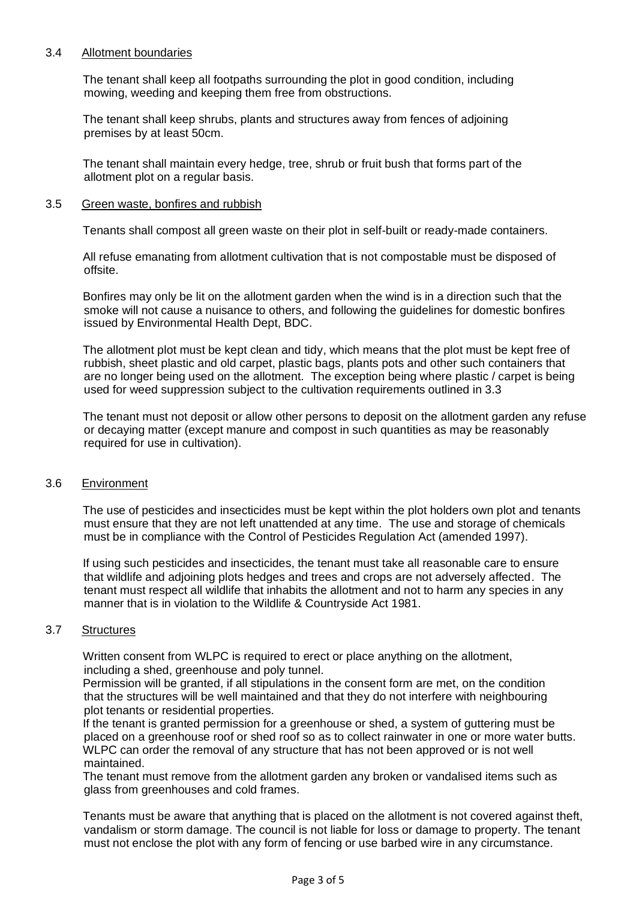### 3.4 Allotment boundaries

The tenant shall keep all footpaths surrounding the plot in good condition, including mowing, weeding and keeping them free from obstructions.

The tenant shall keep shrubs, plants and structures away from fences of adjoining premises by at least 50cm.

The tenant shall maintain every hedge, tree, shrub or fruit bush that forms part of the allotment plot on a regular basis.

### 3.5 Green waste, bonfires and rubbish

Tenants shall compost all green waste on their plot in self-built or ready-made containers.

All refuse emanating from allotment cultivation that is not compostable must be disposed of offsite.

Bonfires may only be lit on the allotment garden when the wind is in a direction such that the smoke will not cause a nuisance to others, and following the guidelines for domestic bonfires issued by Environmental Health Dept, BDC.

The allotment plot must be kept clean and tidy, which means that the plot must be kept free of rubbish, sheet plastic and old carpet, plastic bags, plants pots and other such containers that are no longer being used on the allotment. The exception being where plastic / carpet is being used for weed suppression subject to the cultivation requirements outlined in 3.3

The tenant must not deposit or allow other persons to deposit on the allotment garden any refuse or decaying matter (except manure and compost in such quantities as may be reasonably required for use in cultivation).

### 3.6 Environment

The use of pesticides and insecticides must be kept within the plot holders own plot and tenants must ensure that they are not left unattended at any time. The use and storage of chemicals must be in compliance with the Control of Pesticides Regulation Act (amended 1997).

If using such pesticides and insecticides, the tenant must take all reasonable care to ensure that wildlife and adjoining plots hedges and trees and crops are not adversely affected. The tenant must respect all wildlife that inhabits the allotment and not to harm any species in any manner that is in violation to the Wildlife & Countryside Act 1981.

### 3.7 Structures

Written consent from WLPC is required to erect or place anything on the allotment, including a shed, greenhouse and poly tunnel.
Permission will be granted, if all stipulations in the consent form are met, on the condition that the structures will be well maintained and that they do not interfere with neighbouring plot tenants or residential properties.
If the tenant is granted permission for a greenhouse or shed, a system of guttering must be placed on a greenhouse roof or shed roof so as to collect rainwater in one or more water butts.
WLPC can order the removal of any structure that has not been approved or is not well maintained.
The tenant must remove from the allotment garden any broken or vandalised items such as glass from greenhouses and cold frames.

Tenants must be aware that anything that is placed on the allotment is not covered against theft, vandalism or storm damage. The council is not liable for loss or damage to property. The tenant must not enclose the plot with any form of fencing or use barbed wire in any circumstance.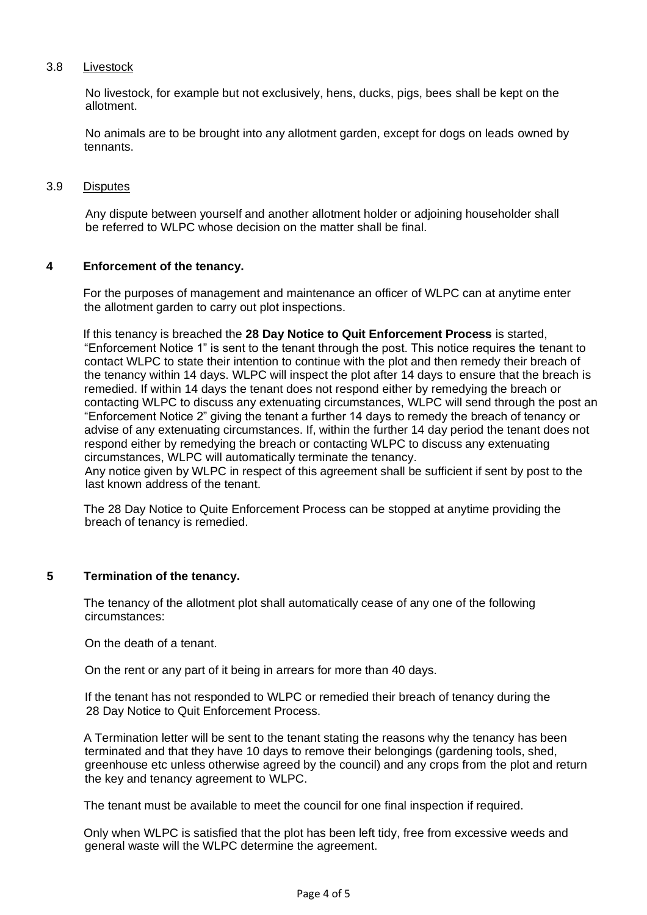### 3.8 Livestock

No livestock, for example but not exclusively, hens, ducks, pigs, bees shall be kept on the allotment.

No animals are to be brought into any allotment garden, except for dogs on leads owned by tennants.

### 3.9 Disputes

Any dispute between yourself and another allotment holder or adjoining householder shall be referred to WLPC whose decision on the matter shall be final.

## 4 Enforcement of the tenancy.

For the purposes of management and maintenance an officer of WLPC can at anytime enter the allotment garden to carry out plot inspections.

If this tenancy is breached the **28 Day Notice to Quit Enforcement Process** is started, "Enforcement Notice 1" is sent to the tenant through the post. This notice requires the tenant to contact WLPC to state their intention to continue with the plot and then remedy their breach of the tenancy within 14 days. WLPC will inspect the plot after 14 days to ensure that the breach is remedied. If within 14 days the tenant does not respond either by remedying the breach or contacting WLPC to discuss any extenuating circumstances, WLPC will send through the post an "Enforcement Notice 2" giving the tenant a further 14 days to remedy the breach of tenancy or advise of any extenuating circumstances. If, within the further 14 day period the tenant does not respond either by remedying the breach or contacting WLPC to discuss any extenuating circumstances, WLPC will automatically terminate the tenancy.
Any notice given by WLPC in respect of this agreement shall be sufficient if sent by post to the last known address of the tenant.

The 28 Day Notice to Quite Enforcement Process can be stopped at anytime providing the breach of tenancy is remedied.

## 5 Termination of the tenancy.

The tenancy of the allotment plot shall automatically cease of any one of the following circumstances:

On the death of a tenant.

On the rent or any part of it being in arrears for more than 40 days.

If the tenant has not responded to WLPC or remedied their breach of tenancy during the 28 Day Notice to Quit Enforcement Process.

A Termination letter will be sent to the tenant stating the reasons why the tenancy has been terminated and that they have 10 days to remove their belongings (gardening tools, shed, greenhouse etc unless otherwise agreed by the council) and any crops from the plot and return the key and tenancy agreement to WLPC.

The tenant must be available to meet the council for one final inspection if required.

Only when WLPC is satisfied that the plot has been left tidy, free from excessive weeds and general waste will the WLPC determine the agreement.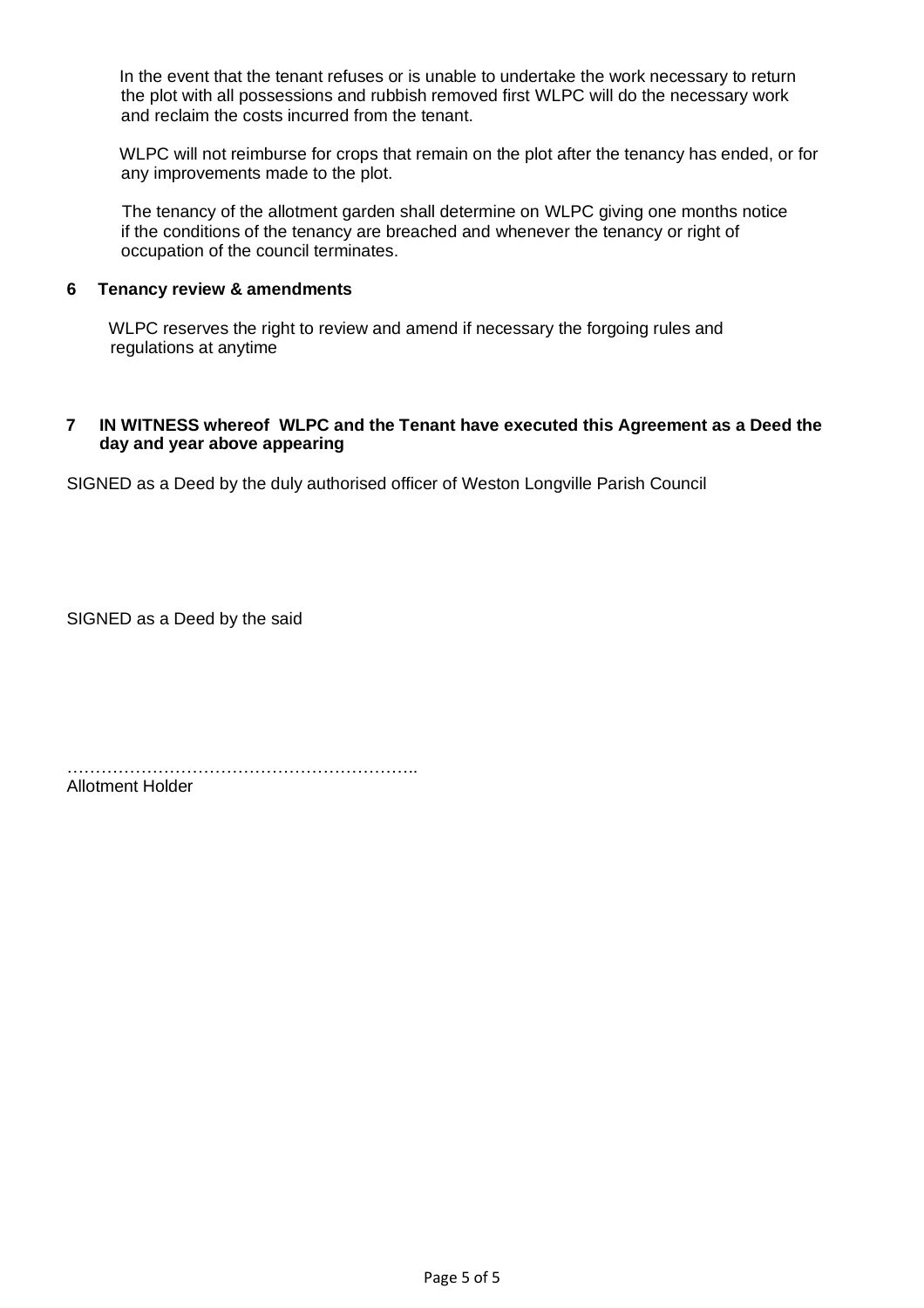In the event that the tenant refuses or is unable to undertake the work necessary to return the plot with all possessions and rubbish removed first WLPC will do the necessary work and reclaim the costs incurred from the tenant.

WLPC will not reimburse for crops that remain on the plot after the tenancy has ended, or for any improvements made to the plot.

The tenancy of the allotment garden shall determine on WLPC giving one months notice if the conditions of the tenancy are breached and whenever the tenancy or right of occupation of the council terminates.

## 6 Tenancy review & amendments

WLPC reserves the right to review and amend if necessary the forgoing rules and regulations at anytime

## 7 IN WITNESS whereof WLPC and the Tenant have executed this Agreement as a Deed the day and year above appearing

SIGNED as a Deed by the duly authorised officer of Weston Longville Parish Council

SIGNED as a Deed by the said

……………………………………………………..
Allotment Holder